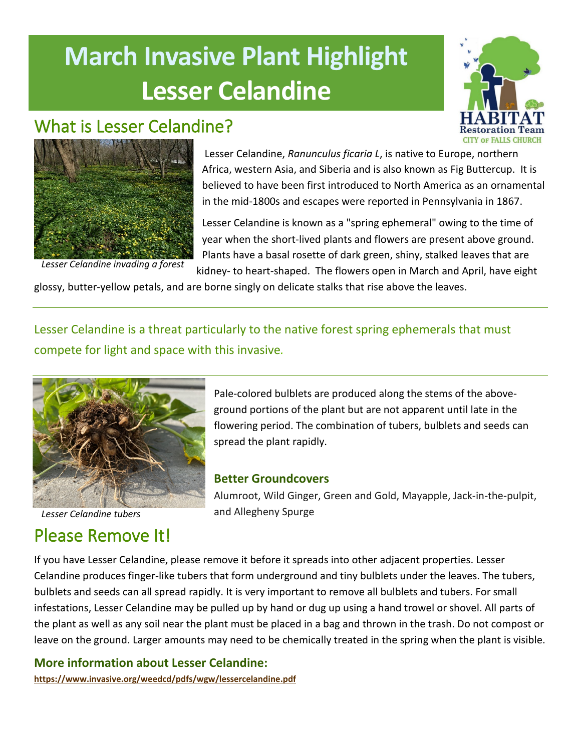# March Invasive Plant Highlight
# Lesser Celandine

## What is Lesser Celandine?

Lesser Celandine invading a forest

Lesser Celandine, *Ranunculus ficaria L*, is native to Europe, northern Africa, western Asia, and Siberia and is also known as Fig Buttercup. It is believed to have been first introduced to North America as an ornamental in the mid-1800s and escapes were reported in Pennsylvania in 1867.

Lesser Celandine is known as a "spring ephemeral" owing to the time of year when the short-lived plants and flowers are present above ground. Plants have a basal rosette of dark green, shiny, stalked leaves that are kidney- to heart-shaped. The flowers open in March and April, have eight glossy, butter-yellow petals, and are borne singly on delicate stalks that rise above the leaves.

---

Lesser Celandine is a threat particularly to the native forest spring ephemerals that must compete for light and space with this invasive.

---

Lesser Celandine tubers

Pale-colored bulblets are produced along the stems of the above-ground portions of the plant but are not apparent until late in the flowering period. The combination of tubers, bulblets and seeds can spread the plant rapidly.

### Better Groundcovers

Alumroot, Wild Ginger, Green and Gold, Mayapple, Jack-in-the-pulpit, and Allegheny Spurge

## Please Remove It!

If you have Lesser Celandine, please remove it before it spreads into other adjacent properties. Lesser Celandine produces finger-like tubers that form underground and tiny bulblets under the leaves. The tubers, bulblets and seeds can all spread rapidly. It is very important to remove all bulblets and tubers. For small infestations, Lesser Celandine may be pulled up by hand or dug up using a hand trowel or shovel. All parts of the plant as well as any soil near the plant must be placed in a bag and thrown in the trash. Do not compost or leave on the ground. Larger amounts may need to be chemically treated in the spring when the plant is visible.

### More information about Lesser Celandine:

**https://www.invasive.org/weedcd/pdfs/wgw/lessercelandine.pdf**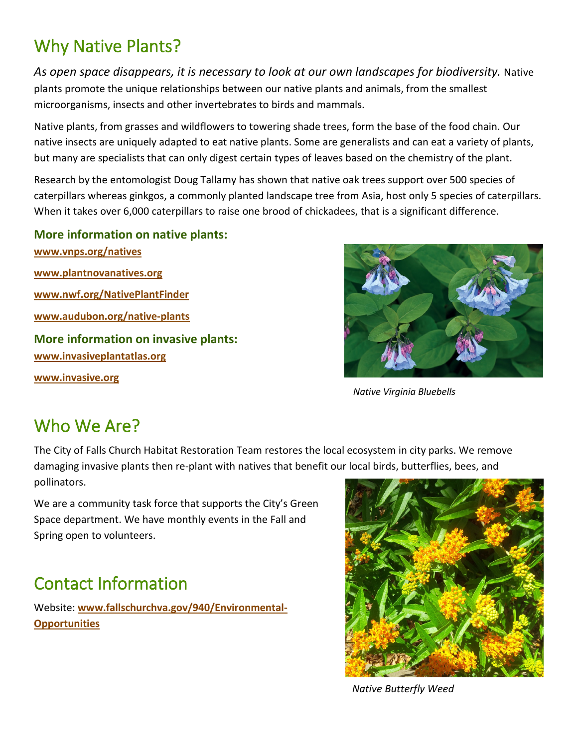## Why Native Plants?

*As open space disappears, it is necessary to look at our own landscapes for biodiversity.* Native plants promote the unique relationships between our native plants and animals, from the smallest microorganisms, insects and other invertebrates to birds and mammals.

Native plants, from grasses and wildflowers to towering shade trees, form the base of the food chain. Our native insects are uniquely adapted to eat native plants. Some are generalists and can eat a variety of plants, but many are specialists that can only digest certain types of leaves based on the chemistry of the plant.

Research by the entomologist Doug Tallamy has shown that native oak trees support over 500 species of caterpillars whereas ginkgos, a commonly planted landscape tree from Asia, host only 5 species of caterpillars. When it takes over 6,000 caterpillars to raise one brood of chickadees, that is a significant difference.

**More information on native plants:**

**www.vnps.org/natives**

**www.plantnovanatives.org**

**www.nwf.org/NativePlantFinder**

**www.audubon.org/native-plants**

**More information on invasive plants:**

**www.invasiveplantatlas.org**

**www.invasive.org**

*Native Virginia Bluebells*

## Who We Are?

The City of Falls Church Habitat Restoration Team restores the local ecosystem in city parks. We remove damaging invasive plants then re-plant with natives that benefit our local birds, butterflies, bees, and pollinators.

We are a community task force that supports the City's Green Space department. We have monthly events in the Fall and Spring open to volunteers.

## Contact Information

Website: **www.fallschurchva.gov/940/Environmental-Opportunities**

*Native Butterfly Weed*